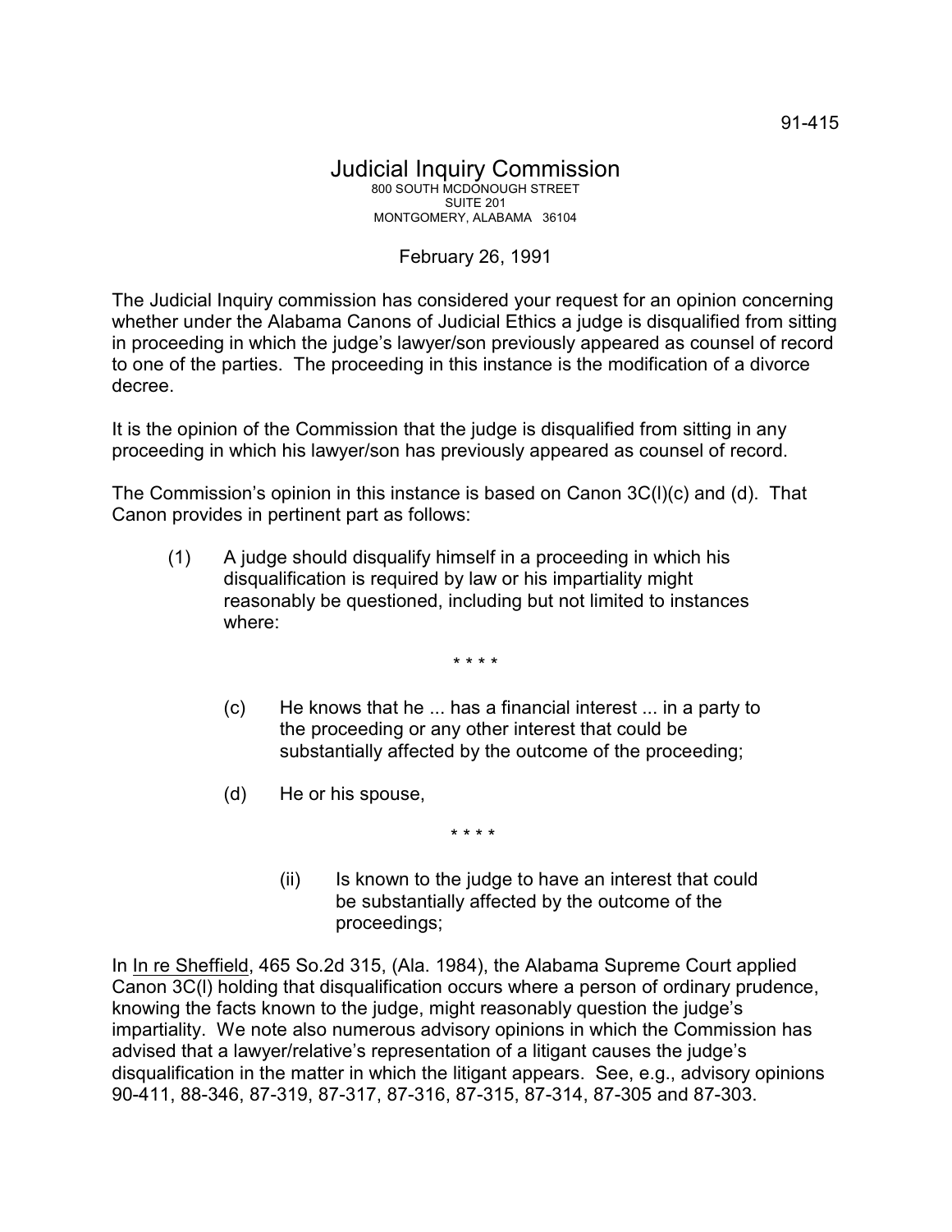91-415

# Judicial Inquiry Commission

800 SOUTH MCDONOUGH STREET
SUITE 201
MONTGOMERY, ALABAMA 36104

February 26, 1991

The Judicial Inquiry commission has considered your request for an opinion concerning whether under the Alabama Canons of Judicial Ethics a judge is disqualified from sitting in proceeding in which the judge's lawyer/son previously appeared as counsel of record to one of the parties. The proceeding in this instance is the modification of a divorce decree.

It is the opinion of the Commission that the judge is disqualified from sitting in any proceeding in which his lawyer/son has previously appeared as counsel of record.

The Commission's opinion in this instance is based on Canon 3C(l)(c) and (d). That Canon provides in pertinent part as follows:

> (1) A judge should disqualify himself in a proceeding in which his disqualification is required by law or his impartiality might reasonably be questioned, including but not limited to instances where:
>
> \* \* \* \*
>
> (c) He knows that he ... has a financial interest ... in a party to the proceeding or any other interest that could be substantially affected by the outcome of the proceeding;
>
> (d) He or his spouse,
>
> \* \* \* \*
>
> (ii) Is known to the judge to have an interest that could be substantially affected by the outcome of the proceedings;

In <u>In re Sheffield</u>, 465 So.2d 315, (Ala. 1984), the Alabama Supreme Court applied Canon 3C(l) holding that disqualification occurs where a person of ordinary prudence, knowing the facts known to the judge, might reasonably question the judge's impartiality. We note also numerous advisory opinions in which the Commission has advised that a lawyer/relative's representation of a litigant causes the judge's disqualification in the matter in which the litigant appears. See, e.g., advisory opinions 90-411, 88-346, 87-319, 87-317, 87-316, 87-315, 87-314, 87-305 and 87-303.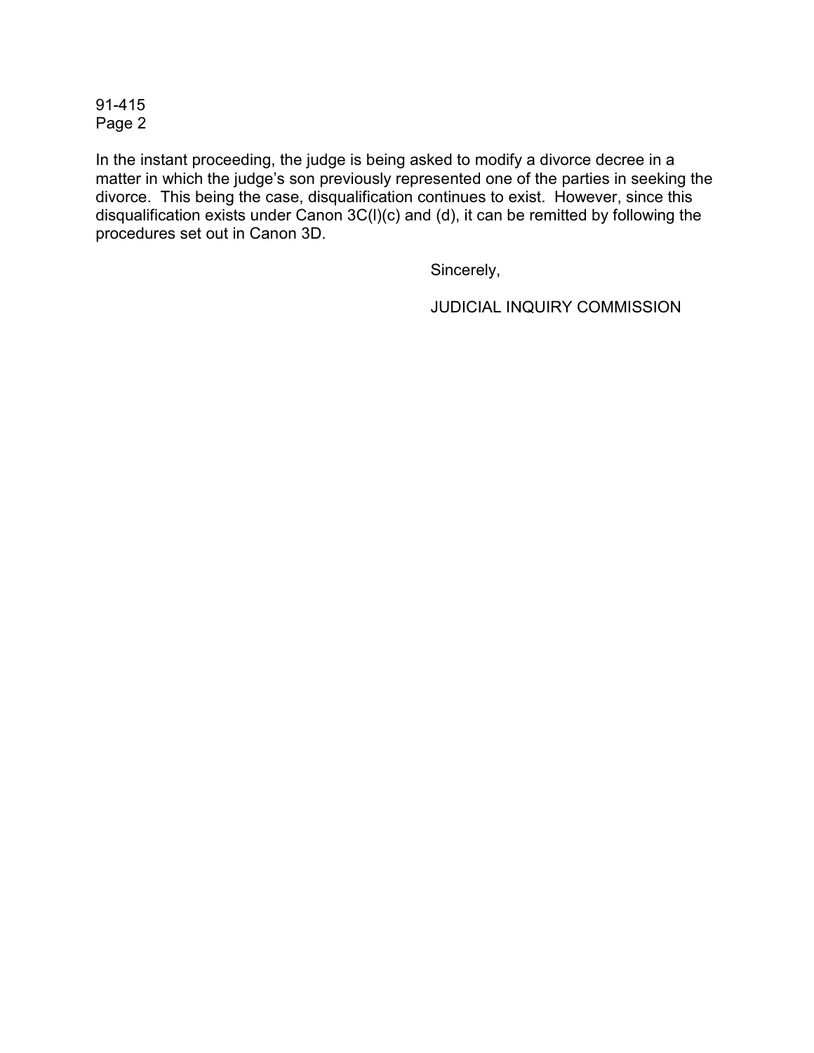In the instant proceeding, the judge is being asked to modify a divorce decree in a matter in which the judge's son previously represented one of the parties in seeking the divorce. This being the case, disqualification continues to exist. However, since this disqualification exists under Canon 3C(l)(c) and (d), it can be remitted by following the procedures set out in Canon 3D.

Sincerely,

JUDICIAL INQUIRY COMMISSION